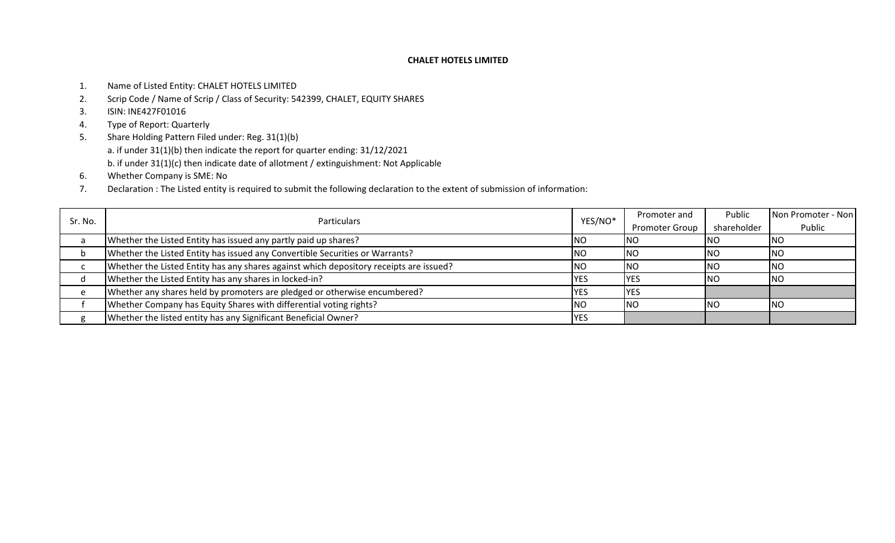**CHALET HOTELS LIMITED**

1. Name of Listed Entity: CHALET HOTELS LIMITED
2. Scrip Code / Name of Scrip / Class of Security: 542399, CHALET, EQUITY SHARES
3. ISIN: INE427F01016
4. Type of Report: Quarterly
5. Share Holding Pattern Filed under: Reg. 31(1)(b)
   a. if under 31(1)(b) then indicate the report for quarter ending: 31/12/2021
   b. if under 31(1)(c) then indicate date of allotment / extinguishment: Not Applicable
6. Whether Company is SME: No
7. Declaration : The Listed entity is required to submit the following declaration to the extent of submission of information:

| Sr. No. | Particulars | YES/NO* | Promoter and Promoter Group | Public shareholder | Non Promoter - Non Public |
|---|---|---|---|---|---|
| a | Whether the Listed Entity has issued any partly paid up shares? | NO | NO | NO | NO |
| b | Whether the Listed Entity has issued any Convertible Securities or Warrants? | NO | NO | NO | NO |
| c | Whether the Listed Entity has any shares against which depository receipts are issued? | NO | NO | NO | NO |
| d | Whether the Listed Entity has any shares in locked-in? | YES | YES | NO | NO |
| e | Whether any shares held by promoters are pledged or otherwise encumbered? | YES | YES | | |
| f | Whether Company has Equity Shares with differential voting rights? | NO | NO | NO | NO |
| g | Whether the listed entity has any Significant Beneficial Owner? | YES | | | |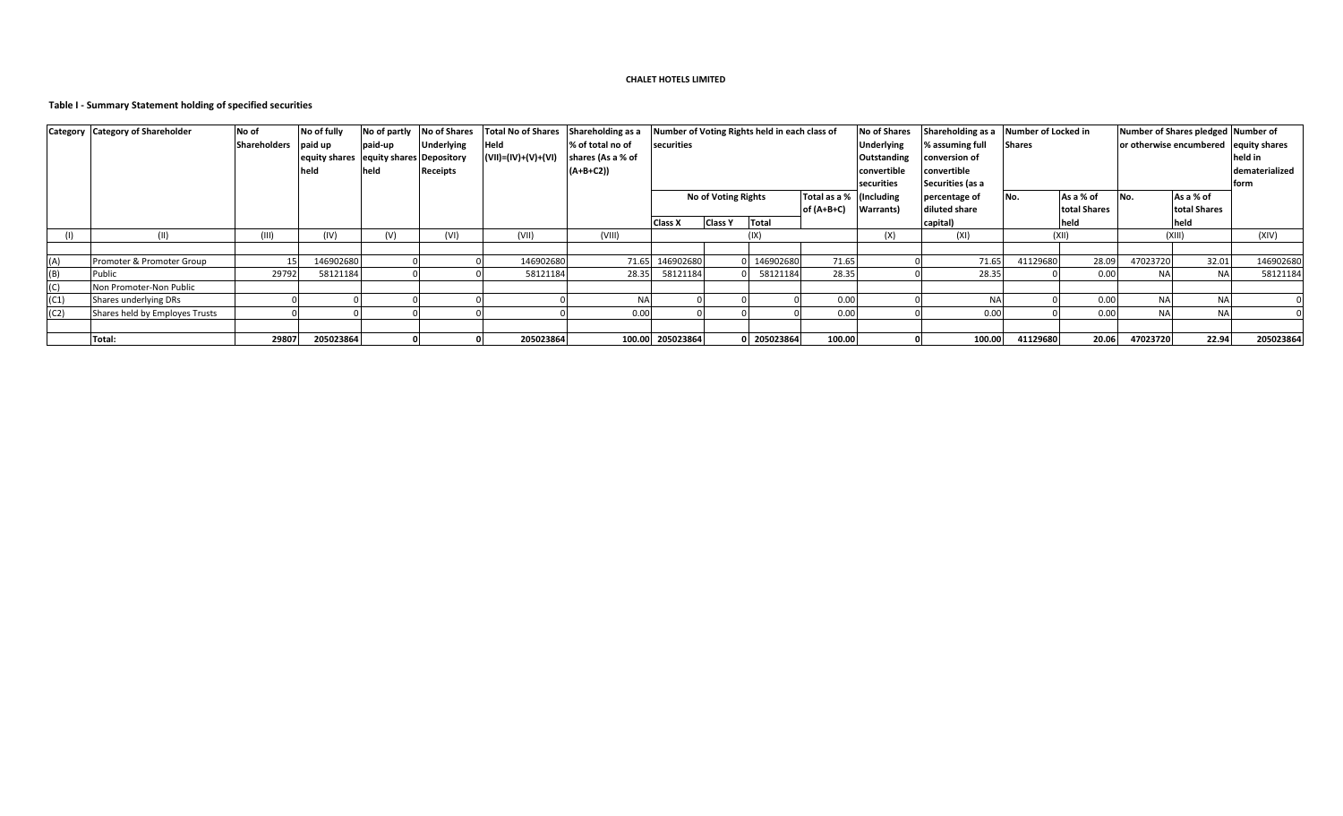**CHALET HOTELS LIMITED**

**Table I - Summary Statement holding of specified securities**

| Category | Category of Shareholder | No of Shareholders | No of fully paid up equity shares held | No of partly paid-up equity shares held | No of Shares Underlying Depository Receipts | Total No of Shares Held (VII)=(IV)+(V)+(VI) | Shareholding as a % of total no of shares (As a % of (A+B+C2)) | Number of Voting Rights held in each class of securities | | | | No of Shares Underlying Outstanding convertible securities (Including Warrants) | Shareholding as a % assuming full conversion of convertible Securities (as a percentage of diluted share capital) | Number of Locked in Shares | | Number of Shares pledged or otherwise encumbered | | Number of equity shares held in dematerialized form |
|---|---|---|---|---|---|---|---|---|---|---|---|---|---|---|---|---|---|---|
| | | | | | | | | No of Voting Rights | | | Total as a % of (A+B+C) | | | No. | As a % of total Shares held | No. | As a % of total Shares held | |
| | | | | | | | | Class X | Class Y | Total | | | | | | | | |
| (I) | (II) | (III) | (IV) | (V) | (VI) | (VII) | (VIII) | (IX) | | | | (X) | (XI) | (XII) | | (XIII) | | (XIV) |
| | | | | | | | | | | | | | | | | | | |
| (A) | Promoter & Promoter Group | 15 | 146902680 | 0 | 0 | 146902680 | 71.65 | 146902680 | 0 | 146902680 | 71.65 | 0 | 71.65 | 41129680 | 28.09 | 47023720 | 32.01 | 146902680 |
| (B) | Public | 29792 | 58121184 | 0 | 0 | 58121184 | 28.35 | 58121184 | 0 | 58121184 | 28.35 | 0 | 28.35 | 0 | 0.00 | NA | NA | 58121184 |
| (C) | Non Promoter-Non Public | | | | | | | | | | | | | | | | | |
| (C1) | Shares underlying DRs | 0 | 0 | 0 | 0 | 0 | NA | 0 | 0 | 0 | 0.00 | 0 | NA | 0 | 0.00 | NA | NA | 0 |
| (C2) | Shares held by Employes Trusts | 0 | 0 | 0 | 0 | 0 | 0.00 | 0 | 0 | 0 | 0.00 | 0 | 0.00 | 0 | 0.00 | NA | NA | 0 |
| | | | | | | | | | | | | | | | | | | |
| | **Total:** | **29807** | **205023864** | **0** | **0** | **205023864** | **100.00** | **205023864** | **0** | **205023864** | **100.00** | **0** | **100.00** | **41129680** | **20.06** | **47023720** | **22.94** | **205023864** |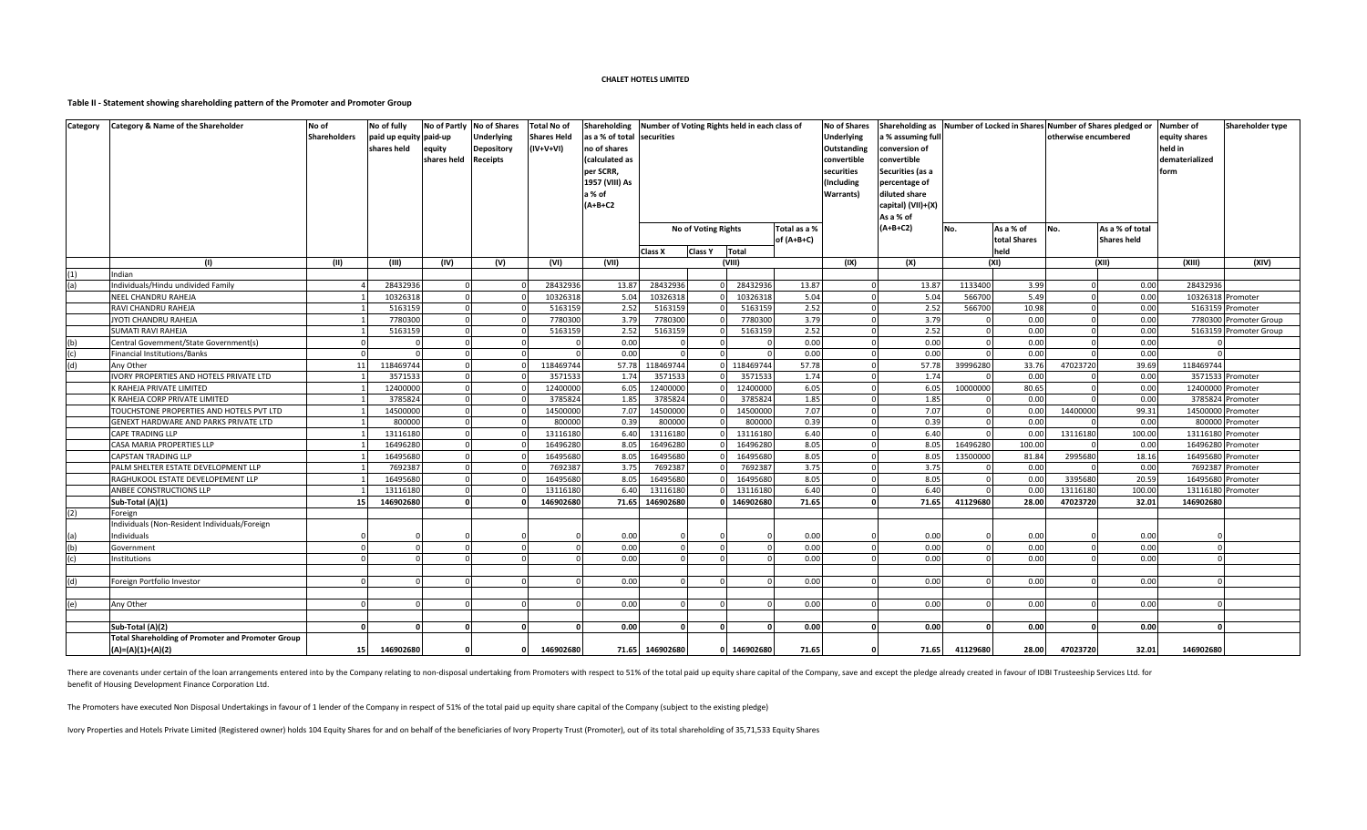**CHALET HOTELS LIMITED**

**Table II - Statement showing shareholding pattern of the Promoter and Promoter Group**

| Category | Category & Name of the Shareholder | No of Shareholders | No of fully paid up equity shares held | No of Partly paid-up equity shares held | No of Shares Underlying Depository Receipts | Total No of Shares Held (IV+V+VI) | Shareholding as a % of total no of shares (calculated as per SCRR, 1957 (VIII) As a % of (A+B+C2 | Number of Voting Rights held in each class of securities | | | | No of Shares Underlying Outstanding convertible securities (Including Warrants) | Shareholding as a % assuming full conversion of convertible Securities (as a percentage of diluted share capital) (VII)+(X) As a % of (A+B+C2) | Number of Locked in Shares | | Number of Shares pledged or otherwise encumbered | | Number of equity shares held in dematerialized form | Shareholder type |
|---|---|---|---|---|---|---|---|---|---|---|---|---|---|---|---|---|---|---|---|
| | | | | | | | | No of Voting Rights | | | Total as a % of (A+B+C) | | | No. | As a % of total Shares held | No. | As a % of total Shares held | | |
| | | | | | | | | Class X | Class Y | Total | | | | | | | | | |
| | (I) | (II) | (III) | (IV) | (V) | (VI) | (VII) | (VIII) | | | | (IX) | (X) | (XI) | | (XII) | | (XIII) | (XIV) |
| (1) | Indian | | | | | | | | | | | | | | | | | | |
| (a) | Individuals/Hindu undivided Family | 4 | 28432936 | 0 | 0 | 28432936 | 13.87 | 28432936 | 0 | 28432936 | 13.87 | 0 | 13.87 | 1133400 | 3.99 | 0 | 0.00 | 28432936 | |
| | NEEL CHANDRU RAHEJA | 1 | 10326318 | 0 | 0 | 10326318 | 5.04 | 10326318 | 0 | 10326318 | 5.04 | 0 | 5.04 | 566700 | 5.49 | 0 | 0.00 | 10326318 | Promoter |
| | RAVI CHANDRU RAHEJA | 1 | 5163159 | 0 | 0 | 5163159 | 2.52 | 5163159 | 0 | 5163159 | 2.52 | 0 | 2.52 | 566700 | 10.98 | 0 | 0.00 | 5163159 | Promoter |
| | JYOTI CHANDRU RAHEJA | 1 | 7780300 | 0 | 0 | 7780300 | 3.79 | 7780300 | 0 | 7780300 | 3.79 | 0 | 3.79 | 0 | 0.00 | 0 | 0.00 | 7780300 | Promoter Group |
| | SUMATI RAVI RAHEJA | 1 | 5163159 | 0 | 0 | 5163159 | 2.52 | 5163159 | 0 | 5163159 | 2.52 | 0 | 2.52 | 0 | 0.00 | 0 | 0.00 | 5163159 | Promoter Group |
| (b) | Central Government/State Government(s) | 0 | 0 | 0 | 0 | 0 | 0.00 | 0 | 0 | 0 | 0.00 | 0 | 0.00 | 0 | 0.00 | 0 | 0.00 | 0 | |
| (c) | Financial Institutions/Banks | 0 | 0 | 0 | 0 | 0 | 0.00 | 0 | 0 | 0 | 0.00 | 0 | 0.00 | 0 | 0.00 | 0 | 0.00 | 0 | |
| (d) | Any Other | 11 | 118469744 | 0 | 0 | 118469744 | 57.78 | 118469744 | 0 | 118469744 | 57.78 | 0 | 57.78 | 39996280 | 33.76 | 47023720 | 39.69 | 118469744 | |
| | IVORY PROPERTIES AND HOTELS PRIVATE LTD | 1 | 3571533 | 0 | 0 | 3571533 | 1.74 | 3571533 | 0 | 3571533 | 1.74 | 0 | 1.74 | 0 | 0.00 | 0 | 0.00 | 3571533 | Promoter |
| | K RAHEJA PRIVATE LIMITED | 1 | 12400000 | 0 | 0 | 12400000 | 6.05 | 12400000 | 0 | 12400000 | 6.05 | 0 | 6.05 | 10000000 | 80.65 | 0 | 0.00 | 12400000 | Promoter |
| | K RAHEJA CORP PRIVATE LIMITED | 1 | 3785824 | 0 | 0 | 3785824 | 1.85 | 3785824 | 0 | 3785824 | 1.85 | 0 | 1.85 | 0 | 0.00 | 0 | 0.00 | 3785824 | Promoter |
| | TOUCHSTONE PROPERTIES AND HOTELS PVT LTD | 1 | 14500000 | 0 | 0 | 14500000 | 7.07 | 14500000 | 0 | 14500000 | 7.07 | 0 | 7.07 | 0 | 0.00 | 14400000 | 99.31 | 14500000 | Promoter |
| | GENEXT HARDWARE AND PARKS PRIVATE LTD | 1 | 800000 | 0 | 0 | 800000 | 0.39 | 800000 | 0 | 800000 | 0.39 | 0 | 0.39 | 0 | 0.00 | 0 | 0.00 | 800000 | Promoter |
| | CAPE TRADING LLP | 1 | 13116180 | 0 | 0 | 13116180 | 6.40 | 13116180 | 0 | 13116180 | 6.40 | 0 | 6.40 | 0 | 0.00 | 13116180 | 100.00 | 13116180 | Promoter |
| | CASA MARIA PROPERTIES LLP | 1 | 16496280 | 0 | 0 | 16496280 | 8.05 | 16496280 | 0 | 16496280 | 8.05 | 0 | 8.05 | 16496280 | 100.00 | 0 | 0.00 | 16496280 | Promoter |
| | CAPSTAN TRADING LLP | 1 | 16495680 | 0 | 0 | 16495680 | 8.05 | 16495680 | 0 | 16495680 | 8.05 | 0 | 8.05 | 13500000 | 81.84 | 2995680 | 18.16 | 16495680 | Promoter |
| | PALM SHELTER ESTATE DEVELOPMENT LLP | 1 | 7692387 | 0 | 0 | 7692387 | 3.75 | 7692387 | 0 | 7692387 | 3.75 | 0 | 3.75 | 0 | 0.00 | 0 | 0.00 | 7692387 | Promoter |
| | RAGHUKOOL ESTATE DEVELOPEMENT LLP | 1 | 16495680 | 0 | 0 | 16495680 | 8.05 | 16495680 | 0 | 16495680 | 8.05 | 0 | 8.05 | 0 | 0.00 | 3395680 | 20.59 | 16495680 | Promoter |
| | ANBEE CONSTRUCTIONS LLP | 1 | 13116180 | 0 | 0 | 13116180 | 6.40 | 13116180 | 0 | 13116180 | 6.40 | 0 | 6.40 | 0 | 0.00 | 13116180 | 100.00 | 13116180 | Promoter |
| | **Sub-Total (A)(1)** | **15** | **146902680** | **0** | **0** | **146902680** | **71.65** | **146902680** | **0** | **146902680** | **71.65** | **0** | **71.65** | **41129680** | **28.00** | **47023720** | **32.01** | **146902680** | |
| (2) | Foreign | | | | | | | | | | | | | | | | | | |
| (a) | Individuals (Non-Resident Individuals/Foreign Individuals | 0 | 0 | 0 | 0 | 0 | 0.00 | 0 | 0 | 0 | 0.00 | 0 | 0.00 | 0 | 0.00 | 0 | 0.00 | 0 | |
| (b) | Government | 0 | 0 | 0 | 0 | 0 | 0.00 | 0 | 0 | 0 | 0.00 | 0 | 0.00 | 0 | 0.00 | 0 | 0.00 | 0 | |
| (c) | Institutions | 0 | 0 | 0 | 0 | 0 | 0.00 | 0 | 0 | 0 | 0.00 | 0 | 0.00 | 0 | 0.00 | 0 | 0.00 | 0 | |
| (d) | Foreign Portfolio Investor | 0 | 0 | 0 | 0 | 0 | 0.00 | 0 | 0 | 0 | 0.00 | 0 | 0.00 | 0 | 0.00 | 0 | 0.00 | 0 | |
| (e) | Any Other | 0 | 0 | 0 | 0 | 0 | 0.00 | 0 | 0 | 0 | 0.00 | 0 | 0.00 | 0 | 0.00 | 0 | 0.00 | 0 | |
| | **Sub-Total (A)(2)** | **0** | **0** | **0** | **0** | **0** | **0.00** | **0** | **0** | **0** | **0.00** | **0** | **0.00** | **0** | **0.00** | **0** | **0.00** | **0** | |
| | **Total Shareholding of Promoter and Promoter Group (A)=(A)(1)+(A)(2)** | **15** | **146902680** | **0** | **0** | **146902680** | **71.65** | **146902680** | **0** | **146902680** | **71.65** | **0** | **71.65** | **41129680** | **28.00** | **47023720** | **32.01** | **146902680** | |

There are covenants under certain of the loan arrangements entered into by the Company relating to non-disposal undertaking from Promoters with respect to 51% of the total paid up equity share capital of the Company, save and except the pledge already created in favour of IDBI Trusteeship Services Ltd. for benefit of Housing Development Finance Corporation Ltd.

The Promoters have executed Non Disposal Undertakings in favour of 1 lender of the Company in respect of 51% of the total paid up equity share capital of the Company (subject to the existing pledge)

Ivory Properties and Hotels Private Limited (Registered owner) holds 104 Equity Shares for and on behalf of the beneficiaries of Ivory Property Trust (Promoter), out of its total shareholding of 35,71,533 Equity Shares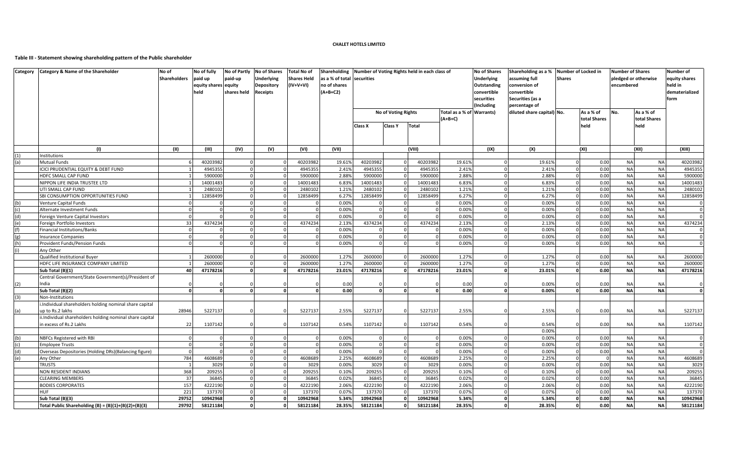**CHALET HOTELS LIMITED**

**Table III - Statement showing shareholding pattern of the Public shareholder**

| Category | Category & Name of the Shareholder | No of Shareholders | No of fully paid up equity shares held | No of Partly paid-up equity shares held | No of Shares Underlying Depository Receipts | Total No of Shares Held (IV+V+VI) | Shareholding as a % of total no of shares (A+B+C2) | Number of Voting Rights held in each class of securities | | | | No of Shares Underlying Outstanding convertible securities (Including Warrants) | Shareholding as a % assuming full conversion of convertible Securities (as a percentage of diluted share capital) | Number of Locked in Shares | | Number of Shares pledged or otherwise encumbered | | Number of equity shares held in dematerialized form |
|---|---|---|---|---|---|---|---|---|---|---|---|---|---|---|---|---|---|---|
| | | | | | | | | No of Voting Rights | | | Total as a % of (A+B+C) | | | No. | As a % of total Shares held | No. | As a % of total Shares held | |
| | | | | | | | | Class X | Class Y | Total | | | | | | | | |
| | (I) | (II) | (III) | (IV) | (V) | (VI) | (VII) | (VIII) | | | | (IX) | (X) | (XI) | | (XII) | | (XIII) |
| (1) | Institutions | | | | | | | | | | | | | | | | | |
| (a) | Mutual Funds | 6 | 40203982 | 0 | 0 | 40203982 | 19.61% | 40203982 | 0 | 40203982 | 19.61% | 0 | 19.61% | 0 | 0.00 | NA | NA | 40203982 |
| | ICICI PRUDENTIAL EQUITY & DEBT FUND | 1 | 4945355 | 0 | 0 | 4945355 | 2.41% | 4945355 | 0 | 4945355 | 2.41% | 0 | 2.41% | 0 | 0.00 | NA | NA | 4945355 |
| | HDFC SMALL CAP FUND | 1 | 5900000 | 0 | 0 | 5900000 | 2.88% | 5900000 | 0 | 5900000 | 2.88% | 0 | 2.88% | 0 | 0.00 | NA | NA | 5900000 |
| | NIPPON LIFE INDIA TRUSTEE LTD | 1 | 14001483 | 0 | 0 | 14001483 | 6.83% | 14001483 | 0 | 14001483 | 6.83% | 0 | 6.83% | 0 | 0.00 | NA | NA | 14001483 |
| | UTI SMALL CAP FUND | 1 | 2480102 | 0 | 0 | 2480102 | 1.21% | 2480102 | 0 | 2480102 | 1.21% | 0 | 1.21% | 0 | 0.00 | NA | NA | 2480102 |
| | SBI CONSUMPTION OPPORTUNITIES FUND | 1 | 12858499 | 0 | 0 | 12858499 | 6.27% | 12858499 | 0 | 12858499 | 6.27% | 0 | 6.27% | 0 | 0.00 | NA | NA | 12858499 |
| (b) | Venture Capital Funds | 0 | 0 | 0 | 0 | 0 | 0.00% | 0 | 0 | 0 | 0.00% | 0 | 0.00% | 0 | 0.00 | NA | NA | 0 |
| (c) | Alternate Investment Funds | 0 | 0 | 0 | 0 | 0 | 0.00% | 0 | 0 | 0 | 0.00% | 0 | 0.00% | 0 | 0.00 | NA | NA | 0 |
| (d) | Foreign Venture Capital Investors | 0 | 0 | 0 | 0 | 0 | 0.00% | 0 | 0 | 0 | 0.00% | 0 | 0.00% | 0 | 0.00 | NA | NA | 0 |
| (e) | Foreign Portfolio Investors | 33 | 4374234 | 0 | 0 | 4374234 | 2.13% | 4374234 | 0 | 4374234 | 2.13% | 0 | 2.13% | 0 | 0.00 | NA | NA | 4374234 |
| (f) | Financial Institutions/Banks | 0 | 0 | 0 | 0 | 0 | 0.00% | 0 | 0 | 0 | 0.00% | 0 | 0.00% | 0 | 0.00 | NA | NA | 0 |
| (g) | Insurance Companies | 0 | 0 | 0 | 0 | 0 | 0.00% | 0 | 0 | 0 | 0.00% | 0 | 0.00% | 0 | 0.00 | NA | NA | 0 |
| (h) | Provident Funds/Pension Funds | 0 | 0 | 0 | 0 | 0 | 0.00% | 0 | 0 | 0 | 0.00% | 0 | 0.00% | 0 | 0.00 | NA | NA | 0 |
| (i) | Any Other | | | | | | | | | | | | | | | | | |
| | Qualified Institutional Buyer | 1 | 2600000 | 0 | 0 | 2600000 | 1.27% | 2600000 | 0 | 2600000 | 1.27% | 0 | 1.27% | 0 | 0.00 | NA | NA | 2600000 |
| | HDFC LIFE INSURANCE COMPANY LIMITED | 1 | 2600000 | 0 | 0 | 2600000 | 1.27% | 2600000 | 0 | 2600000 | 1.27% | 0 | 1.27% | 0 | 0.00 | NA | NA | 2600000 |
| | **Sub Total (B)(1)** | **40** | **47178216** | **0** | **0** | **47178216** | **23.01%** | **47178216** | **0** | **47178216** | **23.01%** | **0** | **23.01%** | **0** | **0.00** | **NA** | **NA** | **47178216** |
| (2) | Central Government/State Government(s)/President of India | 0 | 0 | 0 | 0 | 0 | 0.00 | 0 | 0 | 0 | 0.00 | 0 | 0.00% | 0 | 0.00 | NA | NA | 0 |
| | **Sub Total (B)(2)** | **0** | **0** | **0** | **0** | **0** | **0.00** | **0** | **0** | **0** | **0.00** | **0** | **0.00%** | **0** | **0.00** | **NA** | **NA** | **0** |
| (3) | Non-Institutions | | | | | | | | | | | | | | | | | |
| (a) | i.Individual shareholders holding nominal share capital up to Rs.2 lakhs | 28946 | 5227137 | 0 | 0 | 5227137 | 2.55% | 5227137 | 0 | 5227137 | 2.55% | 0 | 2.55% | 0 | 0.00 | NA | NA | 5227137 |
| | ii.Individual shareholders holding nominal share capital in excess of Rs.2 Lakhs | 22 | 1107142 | 0 | 0 | 1107142 | 0.54% | 1107142 | 0 | 1107142 | 0.54% | 0 | 0.54% | 0 | 0.00 | NA | NA | 1107142 |
| | | | | | | | | | | | | | 0.00% | | | | | |
| (b) | NBFCs Registered with RBI | 0 | 0 | 0 | 0 | 0 | 0.00% | 0 | 0 | 0 | 0.00% | 0 | 0.00% | 0 | 0.00 | NA | NA | 0 |
| (c) | Employee Trusts | 0 | 0 | 0 | 0 | 0 | 0.00% | 0 | 0 | 0 | 0.00% | 0 | 0.00% | 0 | 0.00 | NA | NA | 0 |
| (d) | Overseas Depositories (Holding DRs)(Balancing figure) | 0 | 0 | 0 | 0 | 0 | 0.00% | 0 | 0 | 0 | 0.00% | 0 | 0.00% | 0 | 0.00 | NA | NA | 0 |
| (e) | Any Other | 784 | 4608689 | 0 | 0 | 4608689 | 2.25% | 4608689 | 0 | 4608689 | 2.25% | 0 | 2.25% | 0 | 0 | NA | NA | 4608689 |
| | TRUSTS | 1 | 3029 | 0 | 0 | 3029 | 0.00% | 3029 | 0 | 3029 | 0.00% | 0 | 0.00% | 0 | 0.00 | NA | NA | 3029 |
| | NON RESIDENT INDIANS | 368 | 209255 | 0 | 0 | 209255 | 0.10% | 209255 | 0 | 209255 | 0.10% | 0 | 0.10% | 0 | 0.00 | NA | NA | 209255 |
| | CLEARING MEMBERS | 37 | 36845 | 0 | 0 | 36845 | 0.02% | 36845 | 0 | 36845 | 0.02% | 0 | 0.02% | 0 | 0.00 | NA | NA | 36845 |
| | BODIES CORPORATES | 157 | 4222190 | 0 | 0 | 4222190 | 2.06% | 4222190 | 0 | 4222190 | 2.06% | 0 | 2.06% | 0 | 0.00 | NA | NA | 4222190 |
| | HUF | 221 | 137370 | 0 | 0 | 137370 | 0.07% | 137370 | 0 | 137370 | 0.07% | 0 | 0.07% | 0 | 0.00 | NA | NA | 137370 |
| | **Sub Total (B)(3)** | **29752** | **10942968** | **0** | **0** | **10942968** | **5.34%** | **10942968** | **0** | **10942968** | **5.34%** | **0** | **5.34%** | **0** | **0.00** | **NA** | **NA** | **10942968** |
| | **Total Public Shareholding (B) = (B)(1)+(B)(2)+(B)(3)** | **29792** | **58121184** | **0** | **0** | **58121184** | **28.35%** | **58121184** | **0** | **58121184** | **28.35%** | **0** | **28.35%** | **0** | **0.00** | **NA** | **NA** | **58121184** |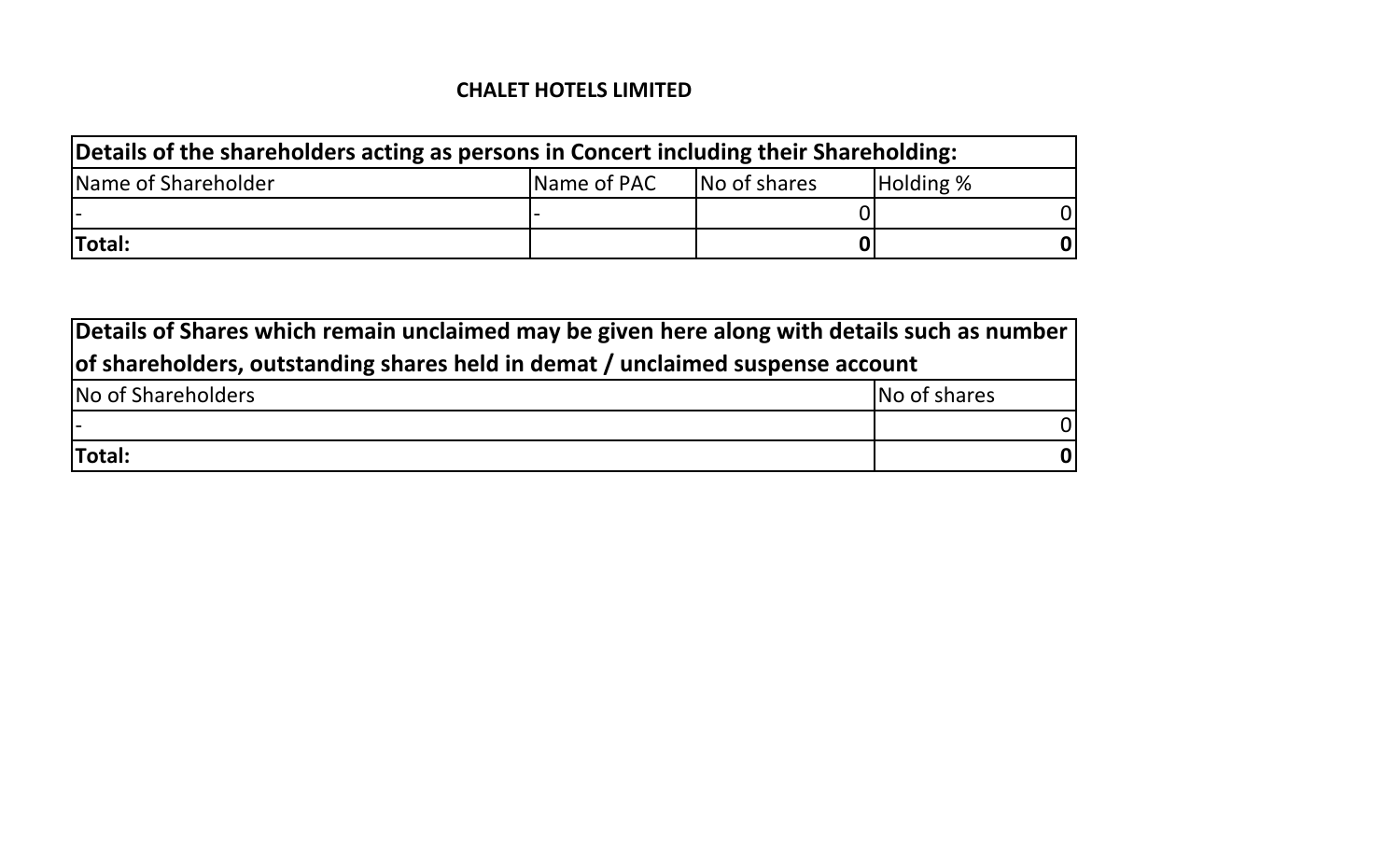**CHALET HOTELS LIMITED**

| **Details of the shareholders acting as persons in Concert including their Shareholding:** | | | |
|---|---|---|---|
| Name of Shareholder | Name of PAC | No of shares | Holding % |
| - | - | 0 | 0 |
| **Total:** | | **0** | **0** |

| **Details of Shares which remain unclaimed may be given here along with details such as number of shareholders, outstanding shares held in demat / unclaimed suspense account** | |
|---|---|
| No of Shareholders | No of shares |
| - | 0 |
| **Total:** | **0** |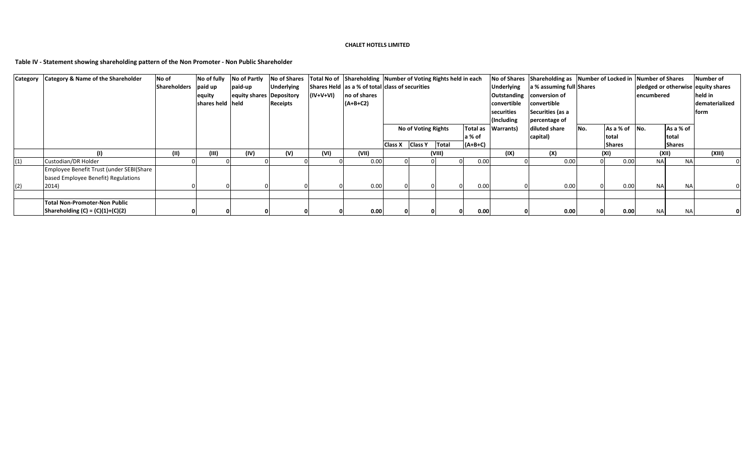**CHALET HOTELS LIMITED**

**Table IV - Statement showing shareholding pattern of the Non Promoter - Non Public Shareholder**

| Category | Category & Name of the Shareholder | No of Shareholders | No of fully paid up equity shares held | No of Partly paid-up equity shares held | No of Shares Underlying Depository Receipts | Total No of Shares Held (IV+V+VI) | Shareholding as a % of total no of shares (A+B+C2) | Number of Voting Rights held in each class of securities | | | | No of Shares Underlying Outstanding convertible securities (Including Warrants) | Shareholding as a % assuming full conversion of convertible Securities (as a percentage of diluted share capital) | Number of Locked in Shares | | Number of Shares pledged or otherwise encumbered | | Number of equity shares held in dematerialized form |
|---|---|---|---|---|---|---|---|---|---|---|---|---|---|---|---|---|---|---|
| | | | | | | | | No of Voting Rights | | | Total as a % of (A+B+C) | | | No. | As a % of total Shares | No. | As a % of total Shares | |
| | | | | | | | | Class X | Class Y | Total | | | | | | | | |
| | (I) | (II) | (III) | (IV) | (V) | (VI) | (VII) | (VIII) | | | | (IX) | (X) | (XI) | | (XII) | | (XIII) |
| (1) | Custodian/DR Holder | 0 | 0 | 0 | 0 | 0 | 0.00 | 0 | 0 | 0 | 0.00 | 0 | 0.00 | 0 | 0.00 | NA | NA | 0 |
| (2) | Employee Benefit Trust (under SEBI(Share based Employee Benefit) Regulations 2014) | 0 | 0 | 0 | 0 | 0 | 0.00 | 0 | 0 | 0 | 0.00 | 0 | 0.00 | 0 | 0.00 | NA | NA | 0 |
| | | | | | | | | | | | | | | | | | | |
| | **Total Non-Promoter-Non Public Shareholding (C) = (C)(1)+(C)(2)** | **0** | **0** | **0** | **0** | **0** | **0.00** | **0** | **0** | **0** | **0.00** | **0** | **0.00** | **0** | **0.00** | NA | NA | **0** |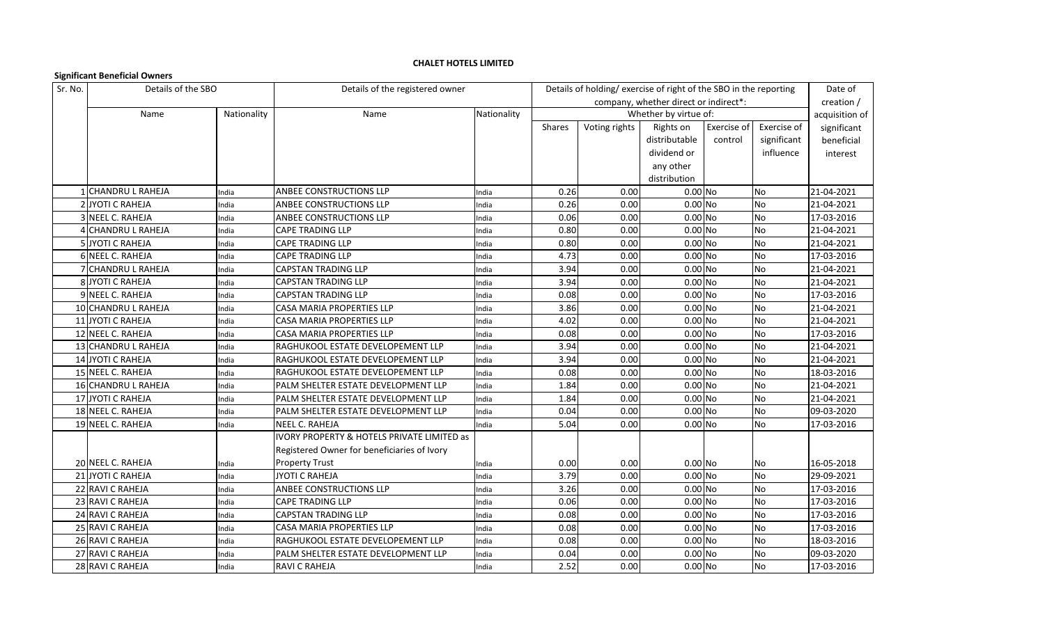**CHALET HOTELS LIMITED**

**Significant Beneficial Owners**

| Sr. No. | Details of the SBO | | Details of the registered owner | | Details of holding/ exercise of right of the SBO in the reporting company, whether direct or indirect*: | | | | | Date of creation / acquisition of significant beneficial interest |
|---|---|---|---|---|---|---|---|---|---|---|
| | Name | Nationality | Name | Nationality | Whether by virtue of: | | | | | |
| | | | | | Shares | Voting rights | Rights on distributable dividend or any other distribution | Exercise of control | Exercise of significant influence | |
| 1 | CHANDRU L RAHEJA | India | ANBEE CONSTRUCTIONS LLP | India | 0.26 | 0.00 | 0.00 | No | No | 21-04-2021 |
| 2 | JYOTI C RAHEJA | India | ANBEE CONSTRUCTIONS LLP | India | 0.26 | 0.00 | 0.00 | No | No | 21-04-2021 |
| 3 | NEEL C. RAHEJA | India | ANBEE CONSTRUCTIONS LLP | India | 0.06 | 0.00 | 0.00 | No | No | 17-03-2016 |
| 4 | CHANDRU L RAHEJA | India | CAPE TRADING LLP | India | 0.80 | 0.00 | 0.00 | No | No | 21-04-2021 |
| 5 | JYOTI C RAHEJA | India | CAPE TRADING LLP | India | 0.80 | 0.00 | 0.00 | No | No | 21-04-2021 |
| 6 | NEEL C. RAHEJA | India | CAPE TRADING LLP | India | 4.73 | 0.00 | 0.00 | No | No | 17-03-2016 |
| 7 | CHANDRU L RAHEJA | India | CAPSTAN TRADING LLP | India | 3.94 | 0.00 | 0.00 | No | No | 21-04-2021 |
| 8 | JYOTI C RAHEJA | India | CAPSTAN TRADING LLP | India | 3.94 | 0.00 | 0.00 | No | No | 21-04-2021 |
| 9 | NEEL C. RAHEJA | India | CAPSTAN TRADING LLP | India | 0.08 | 0.00 | 0.00 | No | No | 17-03-2016 |
| 10 | CHANDRU L RAHEJA | India | CASA MARIA PROPERTIES LLP | India | 3.86 | 0.00 | 0.00 | No | No | 21-04-2021 |
| 11 | JYOTI C RAHEJA | India | CASA MARIA PROPERTIES LLP | India | 4.02 | 0.00 | 0.00 | No | No | 21-04-2021 |
| 12 | NEEL C. RAHEJA | India | CASA MARIA PROPERTIES LLP | India | 0.08 | 0.00 | 0.00 | No | No | 17-03-2016 |
| 13 | CHANDRU L RAHEJA | India | RAGHUKOOL ESTATE DEVELOPEMENT LLP | India | 3.94 | 0.00 | 0.00 | No | No | 21-04-2021 |
| 14 | JYOTI C RAHEJA | India | RAGHUKOOL ESTATE DEVELOPEMENT LLP | India | 3.94 | 0.00 | 0.00 | No | No | 21-04-2021 |
| 15 | NEEL C. RAHEJA | India | RAGHUKOOL ESTATE DEVELOPEMENT LLP | India | 0.08 | 0.00 | 0.00 | No | No | 18-03-2016 |
| 16 | CHANDRU L RAHEJA | India | PALM SHELTER ESTATE DEVELOPMENT LLP | India | 1.84 | 0.00 | 0.00 | No | No | 21-04-2021 |
| 17 | JYOTI C RAHEJA | India | PALM SHELTER ESTATE DEVELOPMENT LLP | India | 1.84 | 0.00 | 0.00 | No | No | 21-04-2021 |
| 18 | NEEL C. RAHEJA | India | PALM SHELTER ESTATE DEVELOPMENT LLP | India | 0.04 | 0.00 | 0.00 | No | No | 09-03-2020 |
| 19 | NEEL C. RAHEJA | India | NEEL C. RAHEJA | India | 5.04 | 0.00 | 0.00 | No | No | 17-03-2016 |
| 20 | NEEL C. RAHEJA | India | IVORY PROPERTY & HOTELS PRIVATE LIMITED as Registered Owner for beneficiaries of Ivory Property Trust | India | 0.00 | 0.00 | 0.00 | No | No | 16-05-2018 |
| 21 | JYOTI C RAHEJA | India | JYOTI C RAHEJA | India | 3.79 | 0.00 | 0.00 | No | No | 29-09-2021 |
| 22 | RAVI C RAHEJA | India | ANBEE CONSTRUCTIONS LLP | India | 3.26 | 0.00 | 0.00 | No | No | 17-03-2016 |
| 23 | RAVI C RAHEJA | India | CAPE TRADING LLP | India | 0.06 | 0.00 | 0.00 | No | No | 17-03-2016 |
| 24 | RAVI C RAHEJA | India | CAPSTAN TRADING LLP | India | 0.08 | 0.00 | 0.00 | No | No | 17-03-2016 |
| 25 | RAVI C RAHEJA | India | CASA MARIA PROPERTIES LLP | India | 0.08 | 0.00 | 0.00 | No | No | 17-03-2016 |
| 26 | RAVI C RAHEJA | India | RAGHUKOOL ESTATE DEVELOPEMENT LLP | India | 0.08 | 0.00 | 0.00 | No | No | 18-03-2016 |
| 27 | RAVI C RAHEJA | India | PALM SHELTER ESTATE DEVELOPMENT LLP | India | 0.04 | 0.00 | 0.00 | No | No | 09-03-2020 |
| 28 | RAVI C RAHEJA | India | RAVI C RAHEJA | India | 2.52 | 0.00 | 0.00 | No | No | 17-03-2016 |